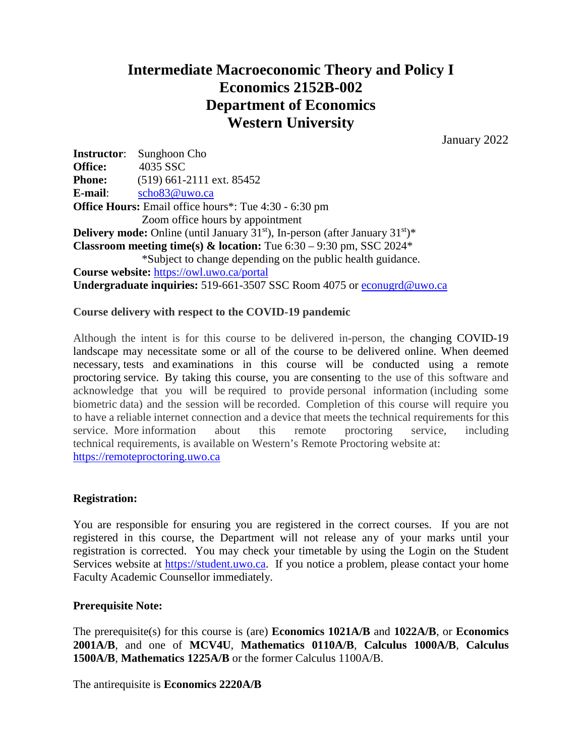# Intermediate Macroeconomic Theory and Policy I
# Economics 2152B-002
# Department of Economics
# Western University

January 2022

**Instructor**: Sunghoon Cho
**Office:** 4035 SSC
**Phone:** (519) 661-2111 ext. 85452
**E-mail**: scho83@uwo.ca
**Office Hours:** Email office hours*: Tue 4:30 - 6:30 pm
Zoom office hours by appointment
**Delivery mode:** Online (until January 31st), In-person (after January 31st)*
**Classroom meeting time(s) & location:** Tue 6:30 – 9:30 pm, SSC 2024*
*Subject to change depending on the public health guidance.
**Course website:** https://owl.uwo.ca/portal
**Undergraduate inquiries:** 519-661-3507 SSC Room 4075 or econugrd@uwo.ca

**Course delivery with respect to the COVID-19 pandemic**

Although the intent is for this course to be delivered in-person, the changing COVID-19 landscape may necessitate some or all of the course to be delivered online. When deemed necessary, tests and examinations in this course will be conducted using a remote proctoring service. By taking this course, you are consenting to the use of this software and acknowledge that you will be required to provide personal information (including some biometric data) and the session will be recorded. Completion of this course will require you to have a reliable internet connection and a device that meets the technical requirements for this service. More information about this remote proctoring service, including technical requirements, is available on Western's Remote Proctoring website at: https://remoteproctoring.uwo.ca

**Registration:**

You are responsible for ensuring you are registered in the correct courses. If you are not registered in this course, the Department will not release any of your marks until your registration is corrected. You may check your timetable by using the Login on the Student Services website at https://student.uwo.ca. If you notice a problem, please contact your home Faculty Academic Counsellor immediately.

**Prerequisite Note:**

The prerequisite(s) for this course is (are) **Economics 1021A/B** and **1022A/B**, or **Economics 2001A/B**, and one of **MCV4U**, **Mathematics 0110A/B**, **Calculus 1000A/B**, **Calculus 1500A/B**, **Mathematics 1225A/B** or the former Calculus 1100A/B.

The antirequisite is **Economics 2220A/B**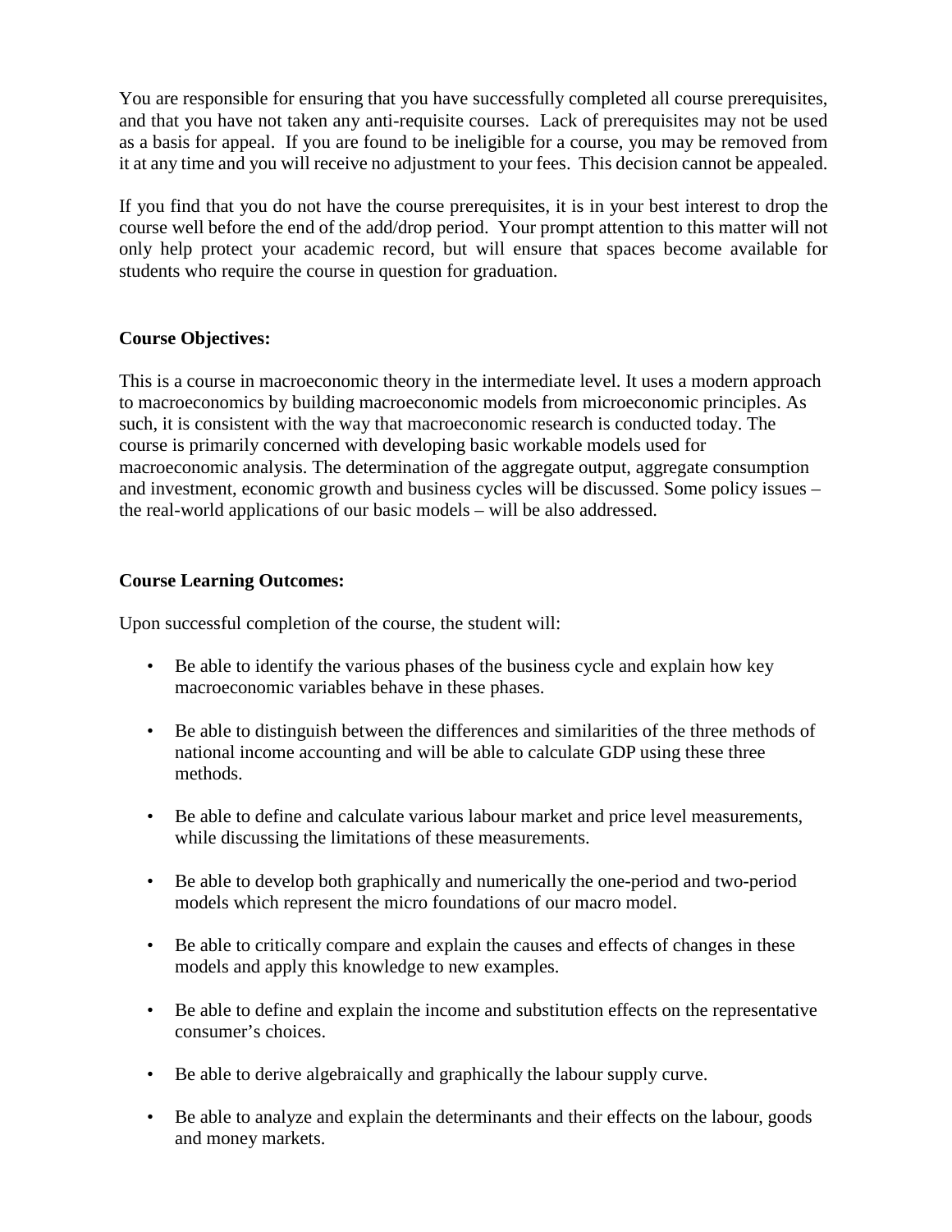You are responsible for ensuring that you have successfully completed all course prerequisites, and that you have not taken any anti-requisite courses. Lack of prerequisites may not be used as a basis for appeal. If you are found to be ineligible for a course, you may be removed from it at any time and you will receive no adjustment to your fees. This decision cannot be appealed.

If you find that you do not have the course prerequisites, it is in your best interest to drop the course well before the end of the add/drop period. Your prompt attention to this matter will not only help protect your academic record, but will ensure that spaces become available for students who require the course in question for graduation.

**Course Objectives:**

This is a course in macroeconomic theory in the intermediate level. It uses a modern approach to macroeconomics by building macroeconomic models from microeconomic principles. As such, it is consistent with the way that macroeconomic research is conducted today. The course is primarily concerned with developing basic workable models used for macroeconomic analysis. The determination of the aggregate output, aggregate consumption and investment, economic growth and business cycles will be discussed. Some policy issues – the real-world applications of our basic models – will be also addressed.

**Course Learning Outcomes:**

Upon successful completion of the course, the student will:

- Be able to identify the various phases of the business cycle and explain how key macroeconomic variables behave in these phases.
- Be able to distinguish between the differences and similarities of the three methods of national income accounting and will be able to calculate GDP using these three methods.
- Be able to define and calculate various labour market and price level measurements, while discussing the limitations of these measurements.
- Be able to develop both graphically and numerically the one-period and two-period models which represent the micro foundations of our macro model.
- Be able to critically compare and explain the causes and effects of changes in these models and apply this knowledge to new examples.
- Be able to define and explain the income and substitution effects on the representative consumer's choices.
- Be able to derive algebraically and graphically the labour supply curve.
- Be able to analyze and explain the determinants and their effects on the labour, goods and money markets.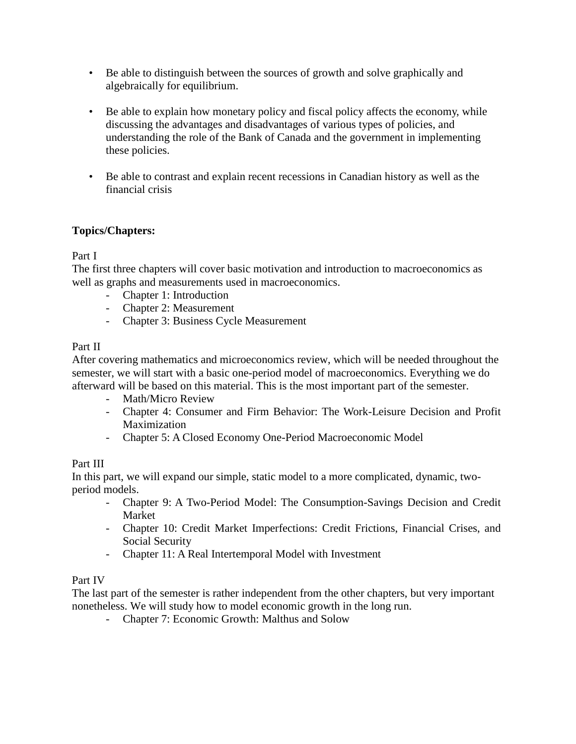- Be able to distinguish between the sources of growth and solve graphically and algebraically for equilibrium.

- Be able to explain how monetary policy and fiscal policy affects the economy, while discussing the advantages and disadvantages of various types of policies, and understanding the role of the Bank of Canada and the government in implementing these policies.

- Be able to contrast and explain recent recessions in Canadian history as well as the financial crisis

**Topics/Chapters:**

Part I

The first three chapters will cover basic motivation and introduction to macroeconomics as well as graphs and measurements used in macroeconomics.

- Chapter 1: Introduction
- Chapter 2: Measurement
- Chapter 3: Business Cycle Measurement

Part II

After covering mathematics and microeconomics review, which will be needed throughout the semester, we will start with a basic one-period model of macroeconomics. Everything we do afterward will be based on this material. This is the most important part of the semester.

- Math/Micro Review
- Chapter 4: Consumer and Firm Behavior: The Work-Leisure Decision and Profit Maximization
- Chapter 5: A Closed Economy One-Period Macroeconomic Model

Part III

In this part, we will expand our simple, static model to a more complicated, dynamic, two-period models.

- Chapter 9: A Two-Period Model: The Consumption-Savings Decision and Credit Market
- Chapter 10: Credit Market Imperfections: Credit Frictions, Financial Crises, and Social Security
- Chapter 11: A Real Intertemporal Model with Investment

Part IV

The last part of the semester is rather independent from the other chapters, but very important nonetheless. We will study how to model economic growth in the long run.

- Chapter 7: Economic Growth: Malthus and Solow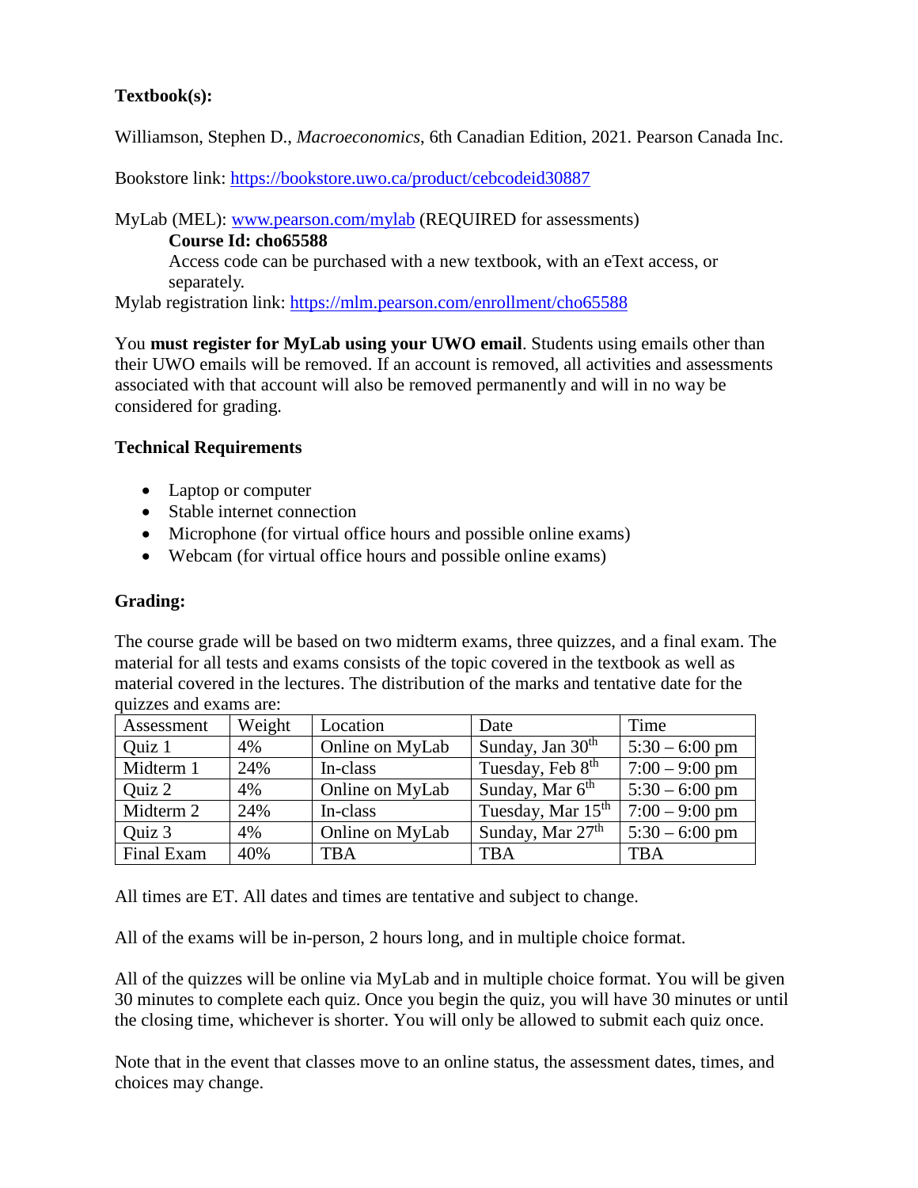**Textbook(s):**

Williamson, Stephen D., *Macroeconomics*, 6th Canadian Edition, 2021. Pearson Canada Inc.

Bookstore link: https://bookstore.uwo.ca/product/cebcodeid30887

MyLab (MEL): www.pearson.com/mylab (REQUIRED for assessments)

**Course Id: cho65588**

Access code can be purchased with a new textbook, with an eText access, or separately.

Mylab registration link: https://mlm.pearson.com/enrollment/cho65588

You **must register for MyLab using your UWO email**. Students using emails other than their UWO emails will be removed. If an account is removed, all activities and assessments associated with that account will also be removed permanently and will in no way be considered for grading.

**Technical Requirements**

- Laptop or computer
- Stable internet connection
- Microphone (for virtual office hours and possible online exams)
- Webcam (for virtual office hours and possible online exams)

**Grading:**

The course grade will be based on two midterm exams, three quizzes, and a final exam. The material for all tests and exams consists of the topic covered in the textbook as well as material covered in the lectures. The distribution of the marks and tentative date for the quizzes and exams are:

| Assessment | Weight | Location | Date | Time |
|---|---|---|---|---|
| Quiz 1 | 4% | Online on MyLab | Sunday, Jan 30th | 5:30 – 6:00 pm |
| Midterm 1 | 24% | In-class | Tuesday, Feb 8th | 7:00 – 9:00 pm |
| Quiz 2 | 4% | Online on MyLab | Sunday, Mar 6th | 5:30 – 6:00 pm |
| Midterm 2 | 24% | In-class | Tuesday, Mar 15th | 7:00 – 9:00 pm |
| Quiz 3 | 4% | Online on MyLab | Sunday, Mar 27th | 5:30 – 6:00 pm |
| Final Exam | 40% | TBA | TBA | TBA |

All times are ET. All dates and times are tentative and subject to change.

All of the exams will be in-person, 2 hours long, and in multiple choice format.

All of the quizzes will be online via MyLab and in multiple choice format. You will be given 30 minutes to complete each quiz. Once you begin the quiz, you will have 30 minutes or until the closing time, whichever is shorter. You will only be allowed to submit each quiz once.

Note that in the event that classes move to an online status, the assessment dates, times, and choices may change.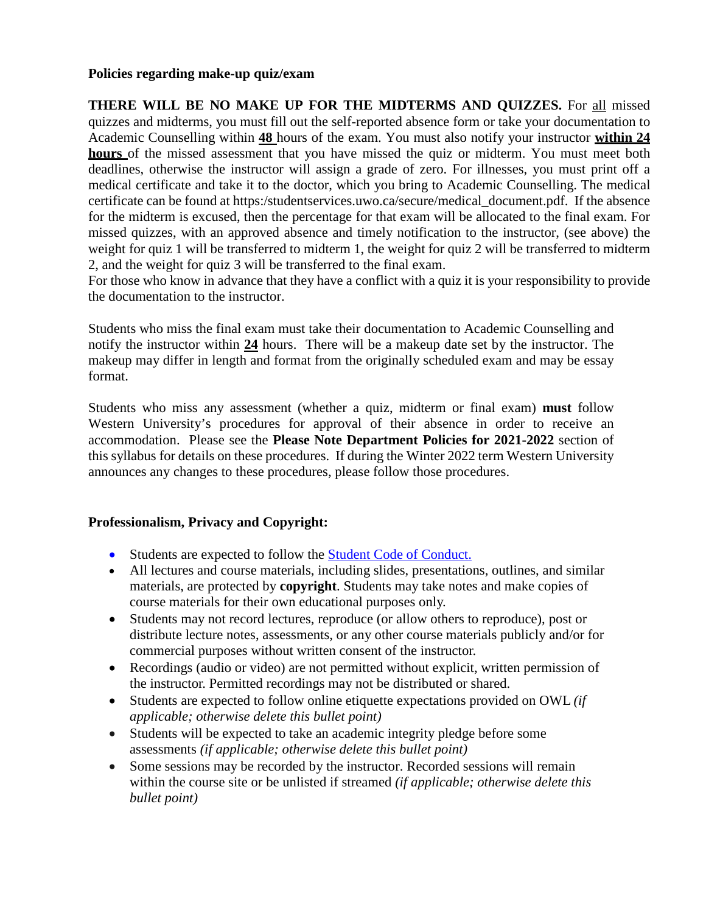**Policies regarding make-up quiz/exam**

**THERE WILL BE NO MAKE UP FOR THE MIDTERMS AND QUIZZES.** For all missed quizzes and midterms, you must fill out the self-reported absence form or take your documentation to Academic Counselling within **48** hours of the exam. You must also notify your instructor **within 24 hours** of the missed assessment that you have missed the quiz or midterm. You must meet both deadlines, otherwise the instructor will assign a grade of zero. For illnesses, you must print off a medical certificate and take it to the doctor, which you bring to Academic Counselling. The medical certificate can be found at https:/studentservices.uwo.ca/secure/medical_document.pdf. If the absence for the midterm is excused, then the percentage for that exam will be allocated to the final exam. For missed quizzes, with an approved absence and timely notification to the instructor, (see above) the weight for quiz 1 will be transferred to midterm 1, the weight for quiz 2 will be transferred to midterm 2, and the weight for quiz 3 will be transferred to the final exam.
For those who know in advance that they have a conflict with a quiz it is your responsibility to provide the documentation to the instructor.

Students who miss the final exam must take their documentation to Academic Counselling and notify the instructor within **24** hours. There will be a makeup date set by the instructor. The makeup may differ in length and format from the originally scheduled exam and may be essay format.

Students who miss any assessment (whether a quiz, midterm or final exam) **must** follow Western University's procedures for approval of their absence in order to receive an accommodation. Please see the **Please Note Department Policies for 2021-2022** section of this syllabus for details on these procedures. If during the Winter 2022 term Western University announces any changes to these procedures, please follow those procedures.

**Professionalism, Privacy and Copyright:**

- Students are expected to follow the Student Code of Conduct.
- All lectures and course materials, including slides, presentations, outlines, and similar materials, are protected by **copyright**. Students may take notes and make copies of course materials for their own educational purposes only.
- Students may not record lectures, reproduce (or allow others to reproduce), post or distribute lecture notes, assessments, or any other course materials publicly and/or for commercial purposes without written consent of the instructor.
- Recordings (audio or video) are not permitted without explicit, written permission of the instructor. Permitted recordings may not be distributed or shared.
- Students are expected to follow online etiquette expectations provided on OWL *(if applicable; otherwise delete this bullet point)*
- Students will be expected to take an academic integrity pledge before some assessments *(if applicable; otherwise delete this bullet point)*
- Some sessions may be recorded by the instructor. Recorded sessions will remain within the course site or be unlisted if streamed *(if applicable; otherwise delete this bullet point)*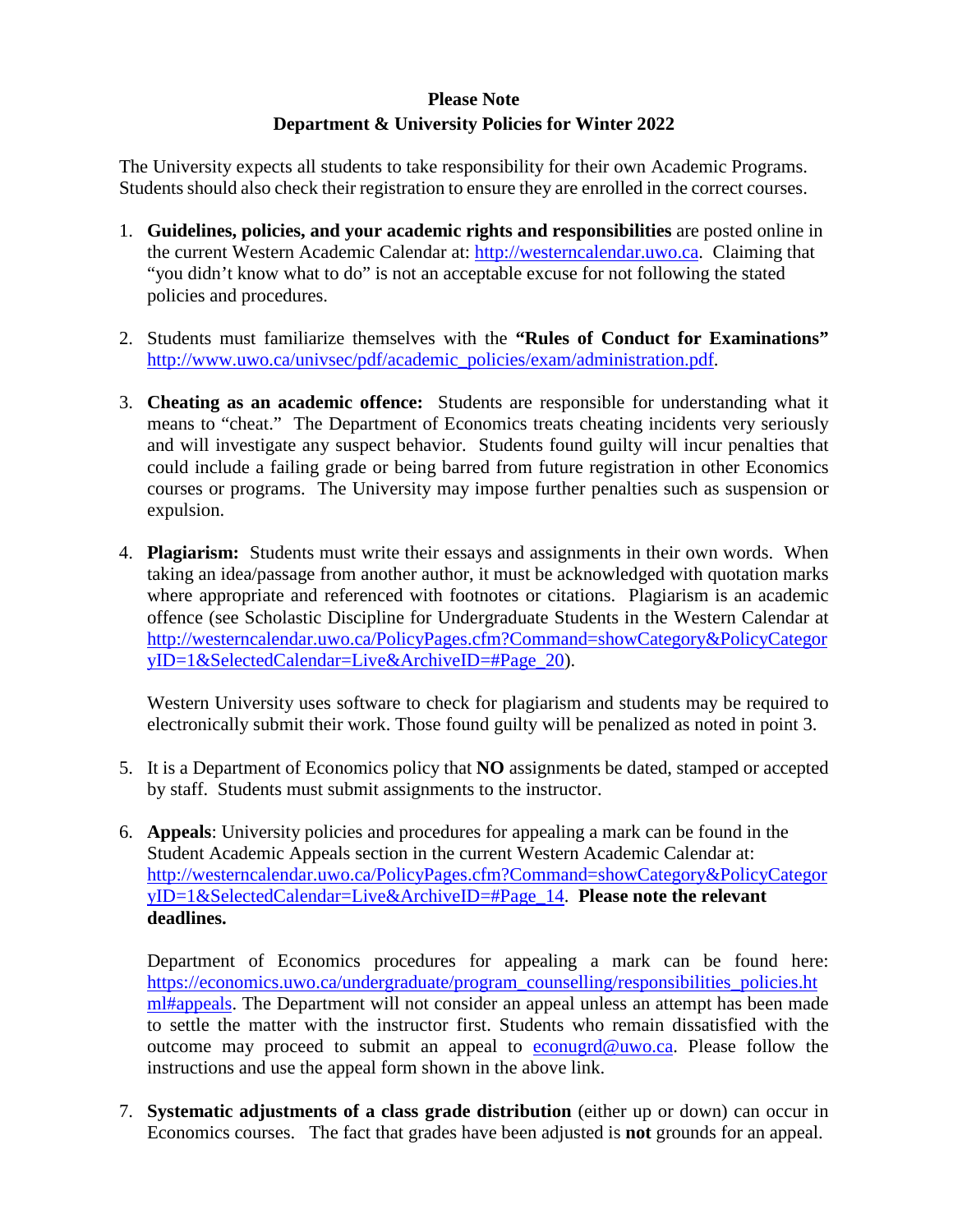**Please Note**
**Department & University Policies for Winter 2022**

The University expects all students to take responsibility for their own Academic Programs. Students should also check their registration to ensure they are enrolled in the correct courses.

1. **Guidelines, policies, and your academic rights and responsibilities** are posted online in the current Western Academic Calendar at: http://westerncalendar.uwo.ca. Claiming that "you didn't know what to do" is not an acceptable excuse for not following the stated policies and procedures.

2. Students must familiarize themselves with the **"Rules of Conduct for Examinations"** http://www.uwo.ca/univsec/pdf/academic_policies/exam/administration.pdf.

3. **Cheating as an academic offence:** Students are responsible for understanding what it means to "cheat." The Department of Economics treats cheating incidents very seriously and will investigate any suspect behavior. Students found guilty will incur penalties that could include a failing grade or being barred from future registration in other Economics courses or programs. The University may impose further penalties such as suspension or expulsion.

4. **Plagiarism:** Students must write their essays and assignments in their own words. When taking an idea/passage from another author, it must be acknowledged with quotation marks where appropriate and referenced with footnotes or citations. Plagiarism is an academic offence (see Scholastic Discipline for Undergraduate Students in the Western Calendar at http://westerncalendar.uwo.ca/PolicyPages.cfm?Command=showCategory&PolicyCategoryID=1&SelectedCalendar=Live&ArchiveID=#Page_20).

   Western University uses software to check for plagiarism and students may be required to electronically submit their work. Those found guilty will be penalized as noted in point 3.

5. It is a Department of Economics policy that **NO** assignments be dated, stamped or accepted by staff. Students must submit assignments to the instructor.

6. **Appeals**: University policies and procedures for appealing a mark can be found in the Student Academic Appeals section in the current Western Academic Calendar at: http://westerncalendar.uwo.ca/PolicyPages.cfm?Command=showCategory&PolicyCategoryID=1&SelectedCalendar=Live&ArchiveID=#Page_14. **Please note the relevant deadlines.**

   Department of Economics procedures for appealing a mark can be found here: https://economics.uwo.ca/undergraduate/program_counselling/responsibilities_policies.html#appeals. The Department will not consider an appeal unless an attempt has been made to settle the matter with the instructor first. Students who remain dissatisfied with the outcome may proceed to submit an appeal to econugrd@uwo.ca. Please follow the instructions and use the appeal form shown in the above link.

7. **Systematic adjustments of a class grade distribution** (either up or down) can occur in Economics courses. The fact that grades have been adjusted is **not** grounds for an appeal.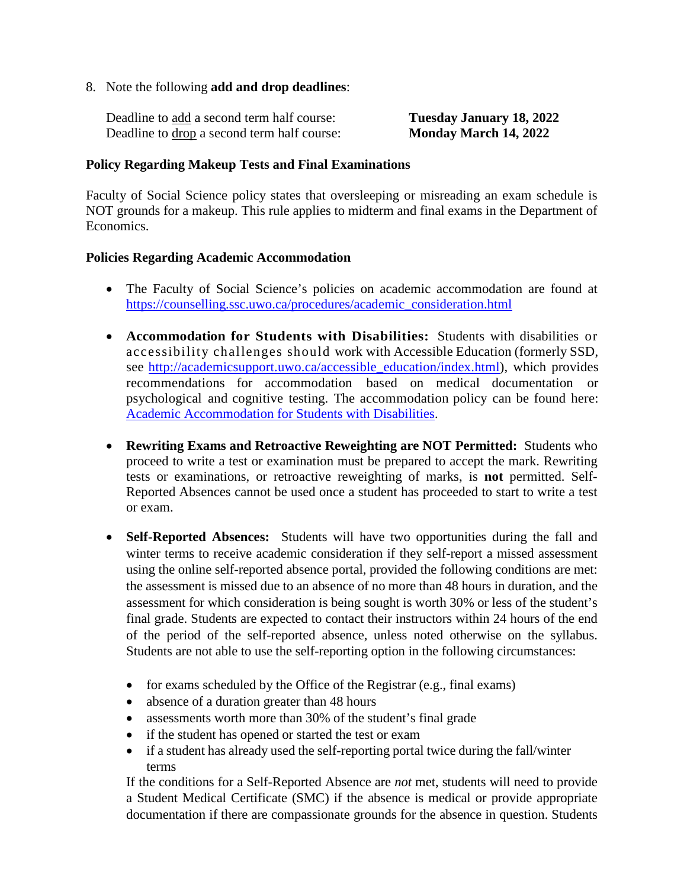8. Note the following **add and drop deadlines**:

   Deadline to add a second term half course: **Tuesday January 18, 2022**
   Deadline to drop a second term half course: **Monday March 14, 2022**

**Policy Regarding Makeup Tests and Final Examinations**

Faculty of Social Science policy states that oversleeping or misreading an exam schedule is NOT grounds for a makeup. This rule applies to midterm and final exams in the Department of Economics.

**Policies Regarding Academic Accommodation**

- The Faculty of Social Science's policies on academic accommodation are found at [https://counselling.ssc.uwo.ca/procedures/academic_consideration.html](https://counselling.ssc.uwo.ca/procedures/academic_consideration.html)

- **Accommodation for Students with Disabilities:** Students with disabilities or accessibility challenges should work with Accessible Education (formerly SSD, see [http://academicsupport.uwo.ca/accessible_education/index.html](http://academicsupport.uwo.ca/accessible_education/index.html)), which provides recommendations for accommodation based on medical documentation or psychological and cognitive testing. The accommodation policy can be found here: Academic Accommodation for Students with Disabilities.

- **Rewriting Exams and Retroactive Reweighting are NOT Permitted:** Students who proceed to write a test or examination must be prepared to accept the mark. Rewriting tests or examinations, or retroactive reweighting of marks, is **not** permitted. Self-Reported Absences cannot be used once a student has proceeded to start to write a test or exam.

- **Self-Reported Absences:** Students will have two opportunities during the fall and winter terms to receive academic consideration if they self-report a missed assessment using the online self-reported absence portal, provided the following conditions are met: the assessment is missed due to an absence of no more than 48 hours in duration, and the assessment for which consideration is being sought is worth 30% or less of the student's final grade. Students are expected to contact their instructors within 24 hours of the end of the period of the self-reported absence, unless noted otherwise on the syllabus. Students are not able to use the self-reporting option in the following circumstances:

  - for exams scheduled by the Office of the Registrar (e.g., final exams)
  - absence of a duration greater than 48 hours
  - assessments worth more than 30% of the student's final grade
  - if the student has opened or started the test or exam
  - if a student has already used the self-reporting portal twice during the fall/winter terms

  If the conditions for a Self-Reported Absence are *not* met, students will need to provide a Student Medical Certificate (SMC) if the absence is medical or provide appropriate documentation if there are compassionate grounds for the absence in question. Students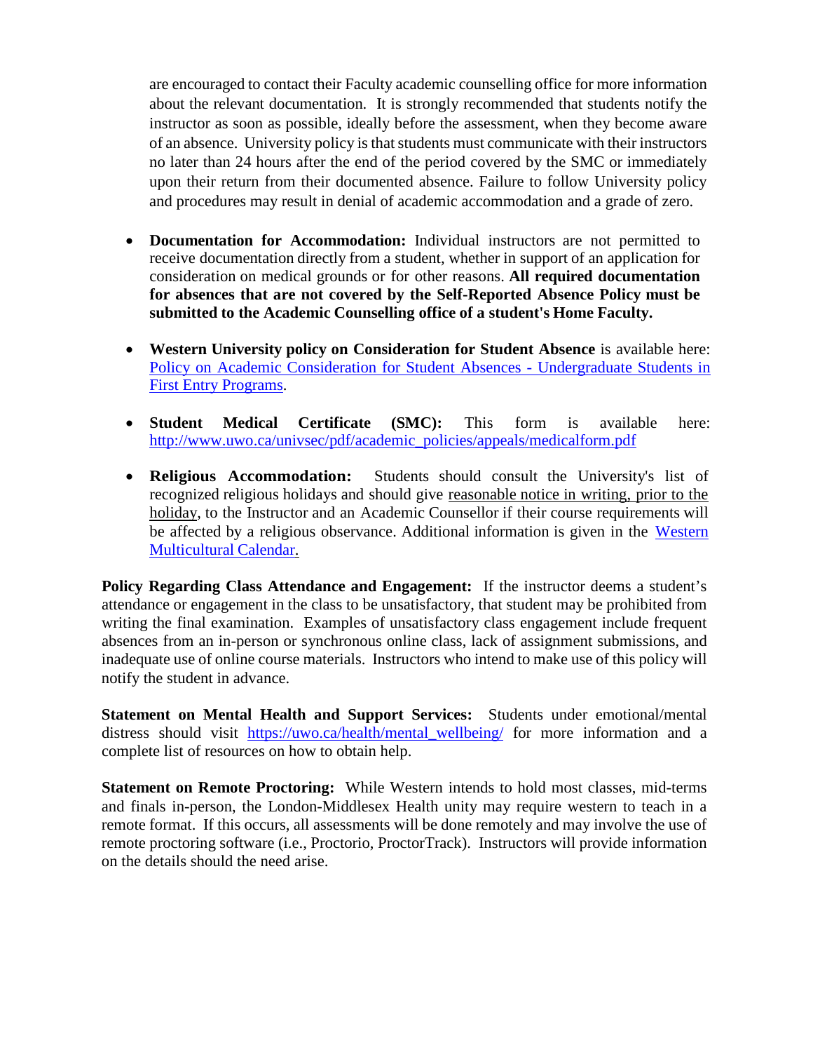are encouraged to contact their Faculty academic counselling office for more information about the relevant documentation. It is strongly recommended that students notify the instructor as soon as possible, ideally before the assessment, when they become aware of an absence. University policy is that students must communicate with their instructors no later than 24 hours after the end of the period covered by the SMC or immediately upon their return from their documented absence. Failure to follow University policy and procedures may result in denial of academic accommodation and a grade of zero.

- **Documentation for Accommodation:** Individual instructors are not permitted to receive documentation directly from a student, whether in support of an application for consideration on medical grounds or for other reasons. **All required documentation for absences that are not covered by the Self-Reported Absence Policy must be submitted to the Academic Counselling office of a student's Home Faculty.**

- **Western University policy on Consideration for Student Absence** is available here: [Policy on Academic Consideration for Student Absences - Undergraduate Students in First Entry Programs](Policy on Academic Consideration for Student Absences - Undergraduate Students in First Entry Programs).

- **Student Medical Certificate (SMC):** This form is available here: http://www.uwo.ca/univsec/pdf/academic_policies/appeals/medicalform.pdf

- **Religious Accommodation:** Students should consult the University's list of recognized religious holidays and should give reasonable notice in writing, prior to the holiday, to the Instructor and an Academic Counsellor if their course requirements will be affected by a religious observance. Additional information is given in the Western Multicultural Calendar.

**Policy Regarding Class Attendance and Engagement:** If the instructor deems a student's attendance or engagement in the class to be unsatisfactory, that student may be prohibited from writing the final examination. Examples of unsatisfactory class engagement include frequent absences from an in-person or synchronous online class, lack of assignment submissions, and inadequate use of online course materials. Instructors who intend to make use of this policy will notify the student in advance.

**Statement on Mental Health and Support Services:** Students under emotional/mental distress should visit https://uwo.ca/health/mental_wellbeing/ for more information and a complete list of resources on how to obtain help.

**Statement on Remote Proctoring:** While Western intends to hold most classes, mid-terms and finals in-person, the London-Middlesex Health unity may require western to teach in a remote format. If this occurs, all assessments will be done remotely and may involve the use of remote proctoring software (i.e., Proctorio, ProctorTrack). Instructors will provide information on the details should the need arise.